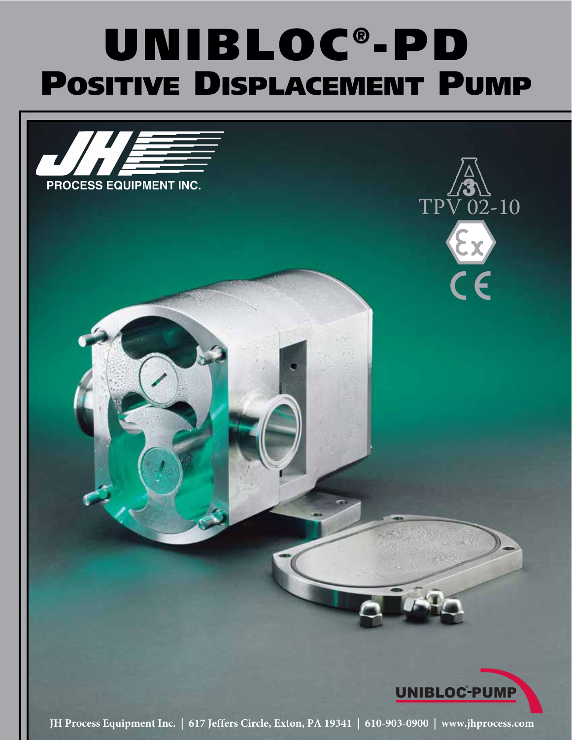# UNIBLOC®-PD

## Positive Displacement Pump

JH PROCESS EQUIPMENT INC.

TPV 02-10

UNIBLOC®-PUMP

JH Process Equipment Inc. | 617 Jeffers Circle, Exton, PA 19341 | 610-903-0900 | www.jhprocess.com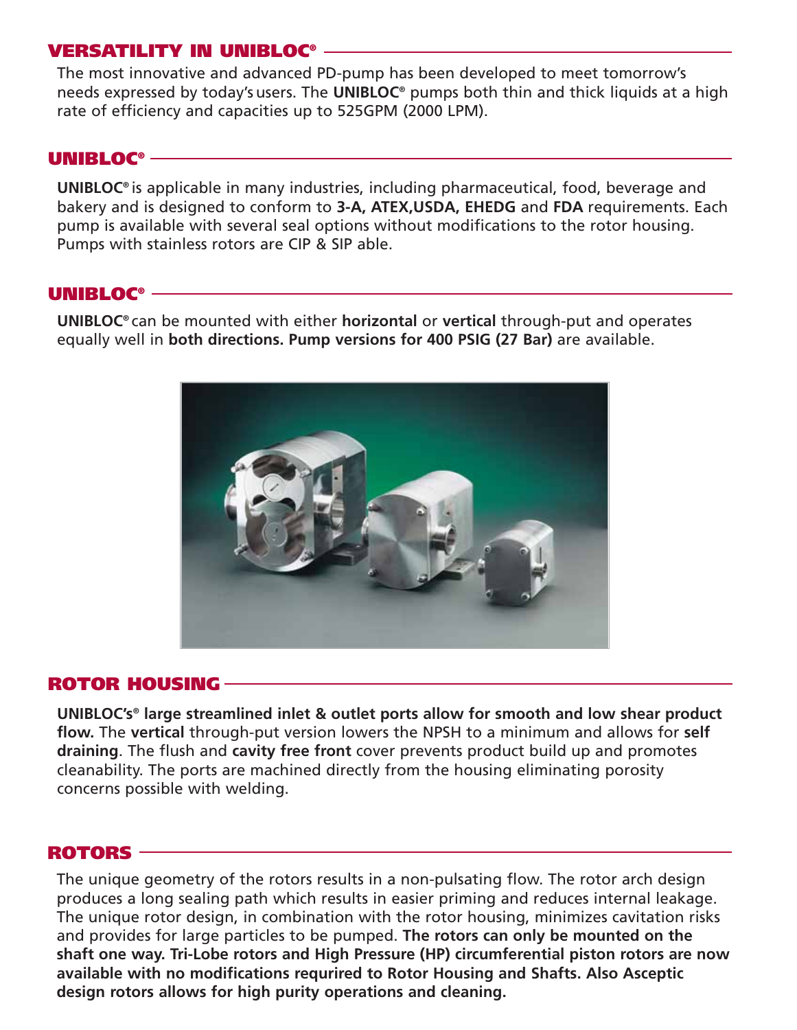## VERSATILITY IN UNIBLOC®

The most innovative and advanced PD-pump has been developed to meet tomorrow's needs expressed by today's users. The **UNIBLOC®** pumps both thin and thick liquids at a high rate of efficiency and capacities up to 525GPM (2000 LPM).

## UNIBLOC®

**UNIBLOC®** is applicable in many industries, including pharmaceutical, food, beverage and bakery and is designed to conform to **3-A, ATEX,USDA, EHEDG** and **FDA** requirements. Each pump is available with several seal options without modifications to the rotor housing. Pumps with stainless rotors are CIP & SIP able.

## UNIBLOC®

**UNIBLOC®** can be mounted with either **horizontal** or **vertical** through-put and operates equally well in **both directions. Pump versions for 400 PSIG (27 Bar)** are available.

## ROTOR HOUSING

**UNIBLOC's® large streamlined inlet & outlet ports allow for smooth and low shear product flow.** The **vertical** through-put version lowers the NPSH to a minimum and allows for **self draining**. The flush and **cavity free front** cover prevents product build up and promotes cleanability. The ports are machined directly from the housing eliminating porosity concerns possible with welding.

## ROTORS

The unique geometry of the rotors results in a non-pulsating flow. The rotor arch design produces a long sealing path which results in easier priming and reduces internal leakage. The unique rotor design, in combination with the rotor housing, minimizes cavitation risks and provides for large particles to be pumped. **The rotors can only be mounted on the shaft one way. Tri-Lobe rotors and High Pressure (HP) circumferential piston rotors are now available with no modifications requried to Rotor Housing and Shafts. Also Asceptic design rotors allows for high purity operations and cleaning.**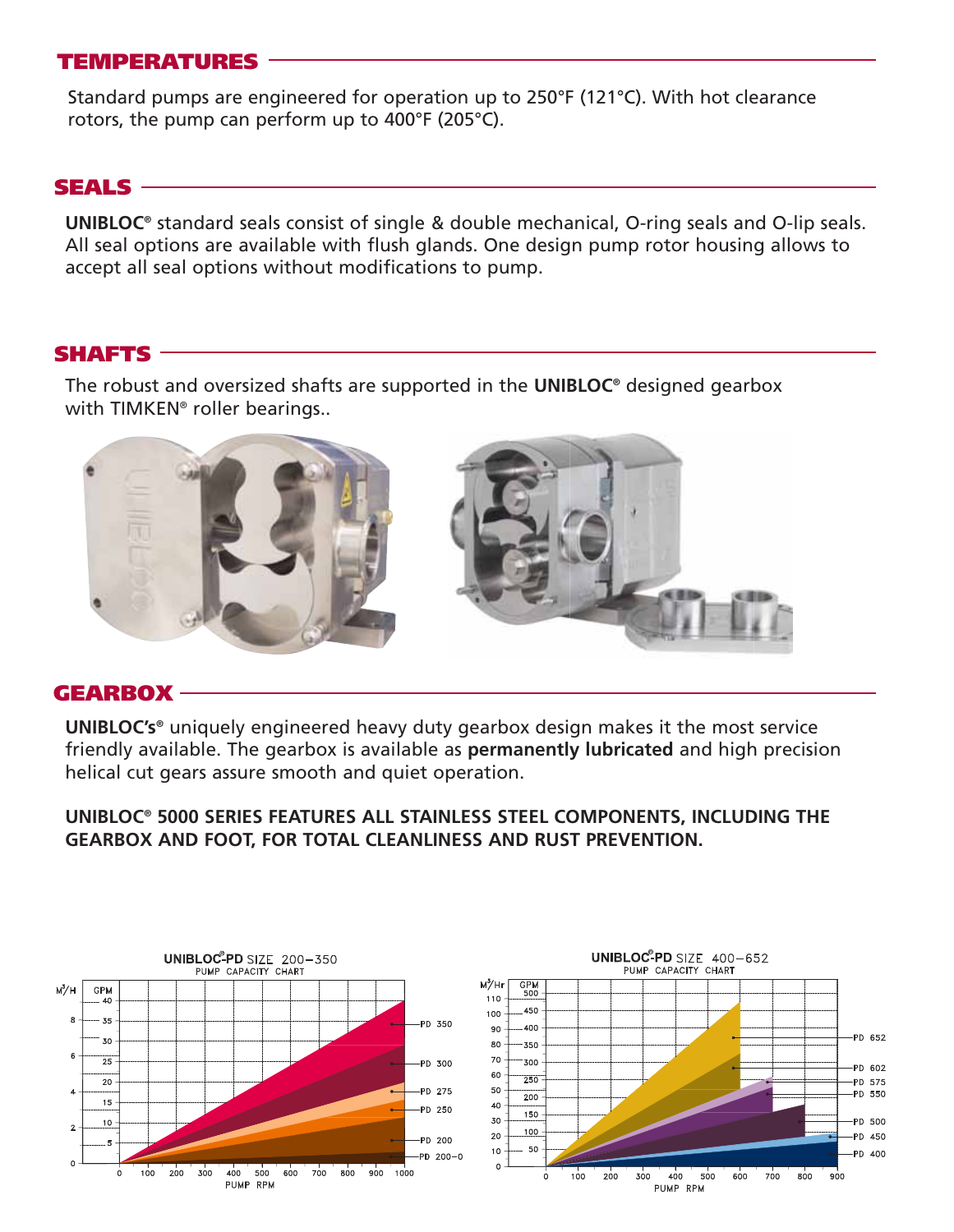## TEMPERATURES

Standard pumps are engineered for operation up to 250°F (121°C). With hot clearance rotors, the pump can perform up to 400°F (205°C).

## SEALS

**UNIBLOC®** standard seals consist of single & double mechanical, O-ring seals and O-lip seals. All seal options are available with flush glands. One design pump rotor housing allows to accept all seal options without modifications to pump.

## SHAFTS

The robust and oversized shafts are supported in the **UNIBLOC®** designed gearbox with TIMKEN® roller bearings..

## GEARBOX

**UNIBLOC's®** uniquely engineered heavy duty gearbox design makes it the most service friendly available. The gearbox is available as **permanently lubricated** and high precision helical cut gears assure smooth and quiet operation.

**UNIBLOC® 5000 SERIES FEATURES ALL STAINLESS STEEL COMPONENTS, INCLUDING THE GEARBOX AND FOOT, FOR TOTAL CLEANLINESS AND RUST PREVENTION.**

**UNIBLOC®-PD** SIZE 200–350
PUMP CAPACITY CHART

**UNIBLOC®-PD** SIZE 400–652
PUMP CAPACITY CHART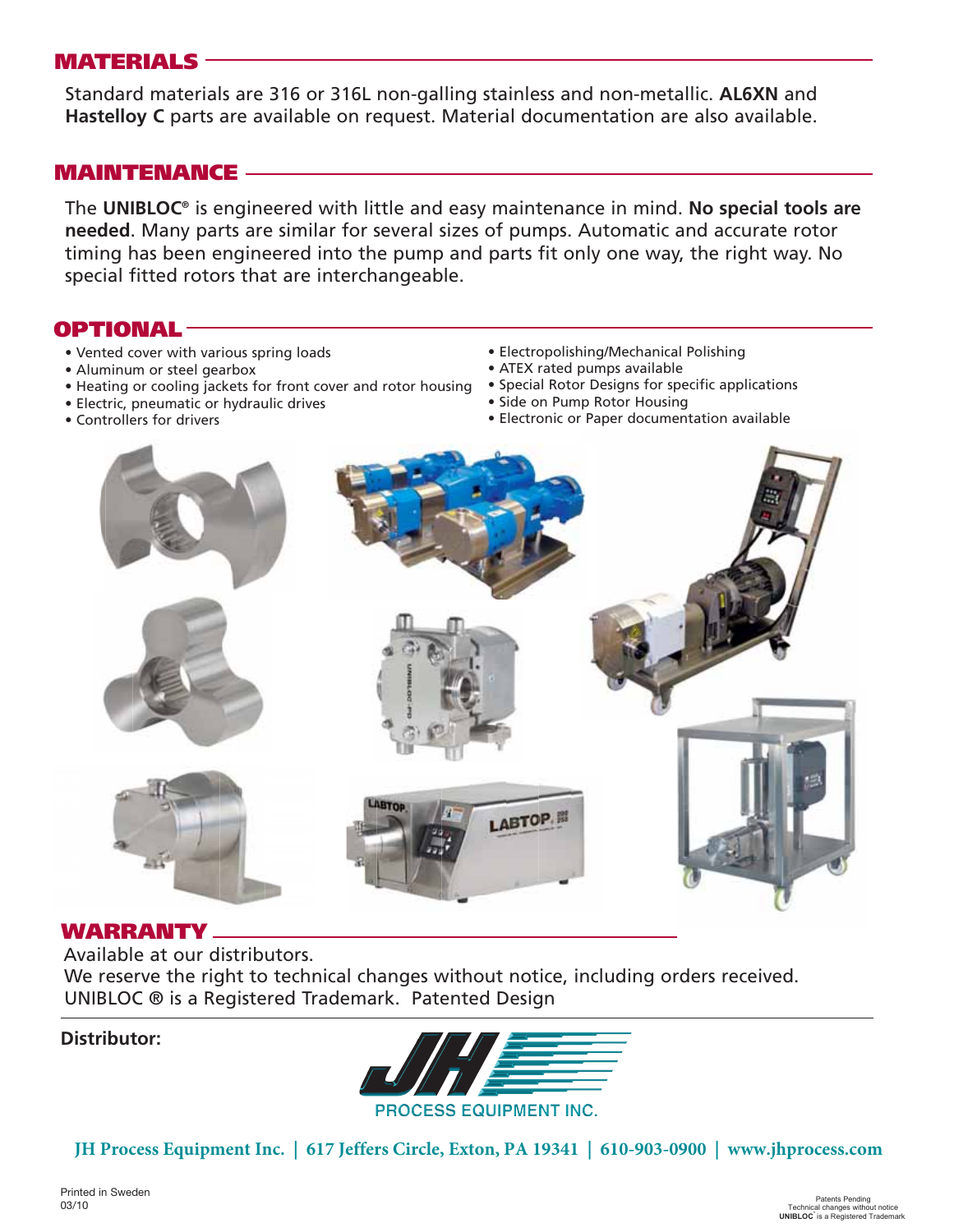## MATERIALS

Standard materials are 316 or 316L non-galling stainless and non-metallic. **AL6XN** and **Hastelloy C** parts are available on request. Material documentation are also available.

## MAINTENANCE

The **UNIBLOC®** is engineered with little and easy maintenance in mind. **No special tools are needed**. Many parts are similar for several sizes of pumps. Automatic and accurate rotor timing has been engineered into the pump and parts fit only one way, the right way. No special fitted rotors that are interchangeable.

## OPTIONAL

- Vented cover with various spring loads
- Aluminum or steel gearbox
- Heating or cooling jackets for front cover and rotor housing
- Electric, pneumatic or hydraulic drives
- Controllers for drivers
- Electropolishing/Mechanical Polishing
- ATEX rated pumps available
- Special Rotor Designs for specific applications
- Side on Pump Rotor Housing
- Electronic or Paper documentation available

## WARRANTY

Available at our distributors.
We reserve the right to technical changes without notice, including orders received.
UNIBLOC ® is a Registered Trademark. Patented Design

**Distributor:**

PROCESS EQUIPMENT INC.

JH Process Equipment Inc. | 617 Jeffers Circle, Exton, PA 19341 | 610-903-0900 | www.jhprocess.com

Printed in Sweden
03/10

Patents Pending
Technical changes without notice
**UNIBLOC®** is a Registered Trademark